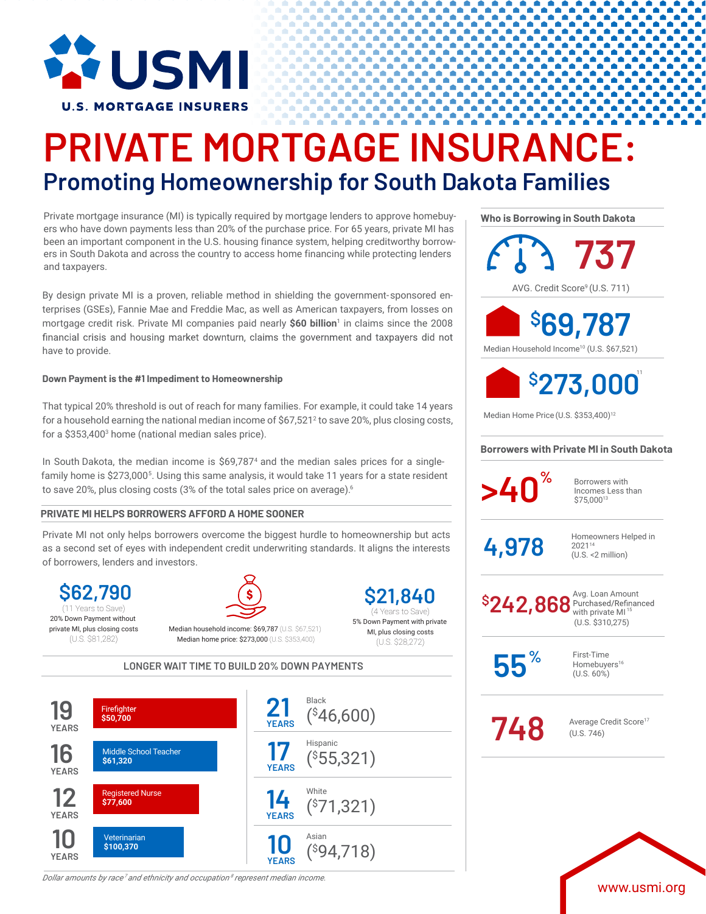# USMI

U.S. MORTGAGE INSURERS

# PRIVATE MORTGAGE INSURANCE:

## Promoting Homeownership for South Dakota Families

Private mortgage insurance (MI) is typically required by mortgage lenders to approve homebuyers who have down payments less than 20% of the purchase price. For 65 years, private MI has been an important component in the U.S. housing finance system, helping creditworthy borrowers in South Dakota and across the country to access home financing while protecting lenders and taxpayers.

By design private MI is a proven, reliable method in shielding the government-sponsored enterprises (GSEs), Fannie Mae and Freddie Mac, as well as American taxpayers, from losses on mortgage credit risk. Private MI companies paid nearly **$60 billion**[1] in claims since the 2008 financial crisis and housing market downturn, claims the government and taxpayers did not have to provide.

**Down Payment is the #1 Impediment to Homeownership**

That typical 20% threshold is out of reach for many families. For example, it could take 14 years for a household earning the national median income of $67,521[2] to save 20%, plus closing costs, for a $353,400[3] home (national median sales price).

In South Dakota, the median income is $69,787[4] and the median sales prices for a single-family home is $273,000[5]. Using this same analysis, it would take 11 years for a state resident to save 20%, plus closing costs (3% of the total sales price on average).[6]

### PRIVATE MI HELPS BORROWERS AFFORD A HOME SOONER

Private MI not only helps borrowers overcome the biggest hurdle to homeownership but acts as a second set of eyes with independent credit underwriting standards. It aligns the interests of borrowers, lenders and investors.

**$62,790**
(11 Years to Save)
20% Down Payment without private MI, plus closing costs
(U.S. $81,282)

Median household income: $69,787 (U.S. $67,521)
Median home price: $273,000 (U.S. $353,400)

**$21,840**
(4 Years to Save)
5% Down Payment with private MI, plus closing costs
(U.S. $28,272)

### LONGER WAIT TIME TO BUILD 20% DOWN PAYMENTS

| Years | Occupation |
|---|---|
| 19 YEARS | Firefighter $50,700 |
| 16 YEARS | Middle School Teacher $61,320 |
| 12 YEARS | Registered Nurse $77,600 |
| 10 YEARS | Veterinarian $100,370 |

| Years | Race/Ethnicity |
|---|---|
| 21 YEARS | Black ($46,600) |
| 17 YEARS | Hispanic ($55,321) |
| 14 YEARS | White ($71,321) |
| 10 YEARS | Asian ($94,718) |

*Dollar amounts by race[7] and ethnicity and occupation[8] represent median income.*

### Who is Borrowing in South Dakota

**737**
AVG. Credit Score[9] (U.S. 711)

**$69,787**
Median Household Income[10] (U.S. $67,521)

**$273,000**[11]
Median Home Price (U.S. $353,400)[12]

### Borrowers with Private MI in South Dakota

**>40%** Borrowers with Incomes Less than $75,000[13]

**4,978** Homeowners Helped in 2021[14] (U.S. <2 million)

**$242,868** Avg. Loan Amount Purchased/Refinanced with private MI[15] (U.S. $310,275)

**55%** First-Time Homebuyers[16] (U.S. 60%)

**748** Average Credit Score[17] (U.S. 746)

www.usmi.org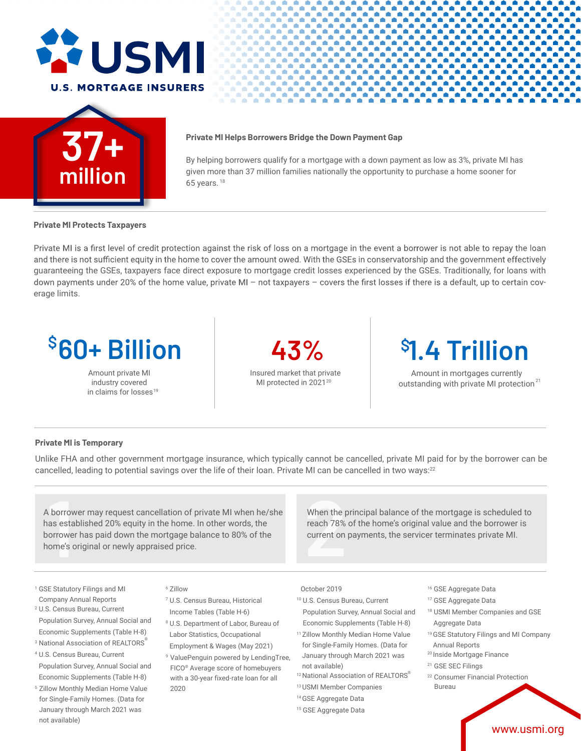# USMI

U.S. MORTGAGE INSURERS

**37+ million**

### Private MI Helps Borrowers Bridge the Down Payment Gap

By helping borrowers qualify for a mortgage with a down payment as low as 3%, private MI has given more than 37 million families nationally the opportunity to purchase a home sooner for 65 years.[18]

### Private MI Protects Taxpayers

Private MI is a first level of credit protection against the risk of loss on a mortgage in the event a borrower is not able to repay the loan and there is not sufficient equity in the home to cover the amount owed. With the GSEs in conservatorship and the government effectively guaranteeing the GSEs, taxpayers face direct exposure to mortgage credit losses experienced by the GSEs. Traditionally, for loans with down payments under 20% of the home value, private MI – not taxpayers – covers the first losses if there is a default, up to certain coverage limits.

**$60+ Billion**
Amount private MI industry covered in claims for losses[19]

**43%**
Insured market that private MI protected in 2021[20]

**$1.4 Trillion**
Amount in mortgages currently outstanding with private MI protection[21]

### Private MI is Temporary

Unlike FHA and other government mortgage insurance, which typically cannot be cancelled, private MI paid for by the borrower can be cancelled, leading to potential savings over the life of their loan. Private MI can be cancelled in two ways:[22]

1. A borrower may request cancellation of private MI when he/she has established 20% equity in the home. In other words, the borrower has paid down the mortgage balance to 80% of the home's original or newly appraised price.

2. When the principal balance of the mortgage is scheduled to reach 78% of the home's original value and the borrower is current on payments, the servicer terminates private MI.

[1] GSE Statutory Filings and MI Company Annual Reports
[2] U.S. Census Bureau, Current Population Survey, Annual Social and Economic Supplements (Table H-8)
[3] National Association of REALTORS®
[4] U.S. Census Bureau, Current Population Survey, Annual Social and Economic Supplements (Table H-8)
[5] Zillow Monthly Median Home Value for Single-Family Homes. (Data for January through March 2021 was not available)
[6] Zillow
[7] U.S. Census Bureau, Historical Income Tables (Table H-6)
[8] U.S. Department of Labor, Bureau of Labor Statistics, Occupational Employment & Wages (May 2021)
[9] ValuePenguin powered by LendingTree, FICO® Average score of homebuyers with a 30-year fixed-rate loan for all 2020 October 2019
[10] U.S. Census Bureau, Current Population Survey, Annual Social and Economic Supplements (Table H-8)
[11] Zillow Monthly Median Home Value for Single-Family Homes. (Data for January through March 2021 was not available)
[12] National Association of REALTORS®
[13] USMI Member Companies
[14] GSE Aggregate Data
[15] GSE Aggregate Data
[16] GSE Aggregate Data
[17] GSE Aggregate Data
[18] USMI Member Companies and GSE Aggregate Data
[19] GSE Statutory Filings and MI Company Annual Reports
[20] Inside Mortgage Finance
[21] GSE SEC Filings
[22] Consumer Financial Protection Bureau

www.usmi.org